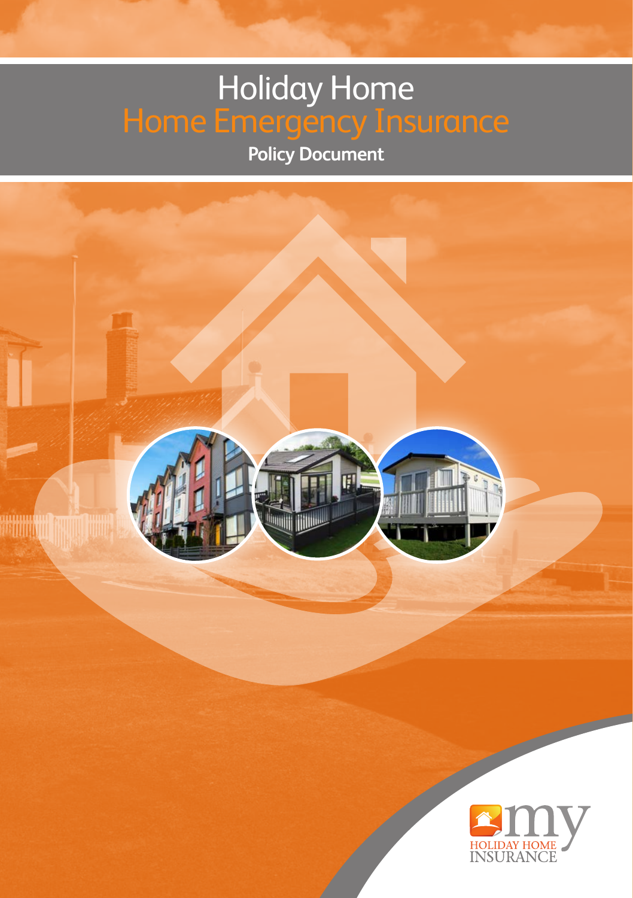# Holiday Home
# Home Emergency Insurance

**Policy Document**

my HOLIDAY HOME INSURANCE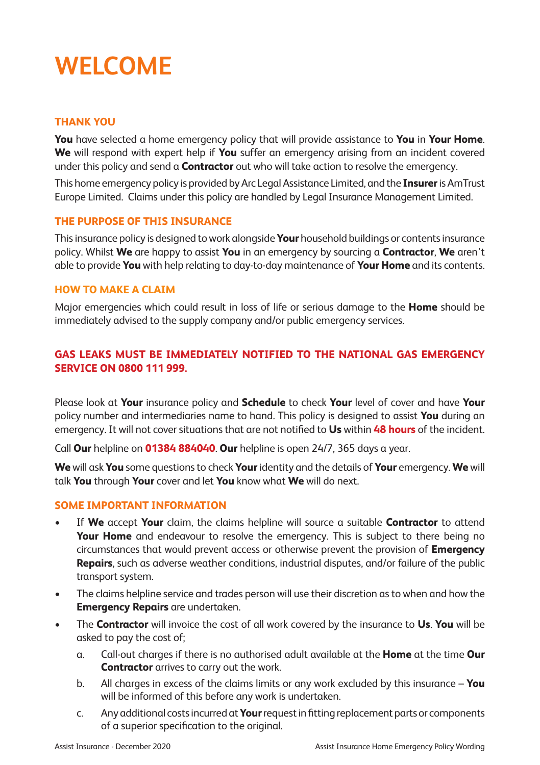# WELCOME

## THANK YOU

**You** have selected a home emergency policy that will provide assistance to **You** in **Your Home**. **We** will respond with expert help if **You** suffer an emergency arising from an incident covered under this policy and send a **Contractor** out who will take action to resolve the emergency.

This home emergency policy is provided by Arc Legal Assistance Limited, and the **Insurer** is AmTrust Europe Limited. Claims under this policy are handled by Legal Insurance Management Limited.

## THE PURPOSE OF THIS INSURANCE

This insurance policy is designed to work alongside **Your** household buildings or contents insurance policy. Whilst **We** are happy to assist **You** in an emergency by sourcing a **Contractor**, **We** aren't able to provide **You** with help relating to day-to-day maintenance of **Your Home** and its contents.

## HOW TO MAKE A CLAIM

Major emergencies which could result in loss of life or serious damage to the **Home** should be immediately advised to the supply company and/or public emergency services.

**GAS LEAKS MUST BE IMMEDIATELY NOTIFIED TO THE NATIONAL GAS EMERGENCY SERVICE ON 0800 111 999.**

Please look at **Your** insurance policy and **Schedule** to check **Your** level of cover and have **Your** policy number and intermediaries name to hand. This policy is designed to assist **You** during an emergency. It will not cover situations that are not notified to **Us** within **48 hours** of the incident.

Call **Our** helpline on **01384 884040**. **Our** helpline is open 24/7, 365 days a year.

**We** will ask **You** some questions to check **Your** identity and the details of **Your** emergency. **We** will talk **You** through **Your** cover and let **You** know what **We** will do next.

## SOME IMPORTANT INFORMATION

- If **We** accept **Your** claim, the claims helpline will source a suitable **Contractor** to attend **Your Home** and endeavour to resolve the emergency. This is subject to there being no circumstances that would prevent access or otherwise prevent the provision of **Emergency Repairs**, such as adverse weather conditions, industrial disputes, and/or failure of the public transport system.
- The claims helpline service and trades person will use their discretion as to when and how the **Emergency Repairs** are undertaken.
- The **Contractor** will invoice the cost of all work covered by the insurance to **Us**. **You** will be asked to pay the cost of;
  a. Call-out charges if there is no authorised adult available at the **Home** at the time **Our Contractor** arrives to carry out the work.
  b. All charges in excess of the claims limits or any work excluded by this insurance – **You** will be informed of this before any work is undertaken.
  c. Any additional costs incurred at **Your** request in fitting replacement parts or components of a superior specification to the original.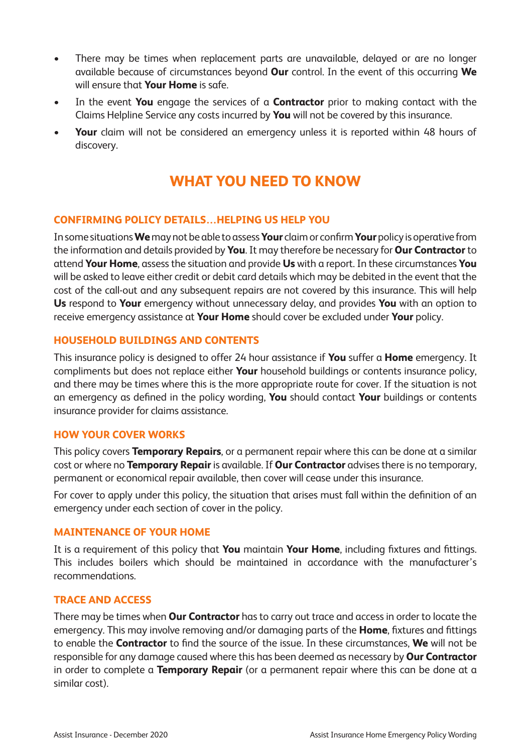- There may be times when replacement parts are unavailable, delayed or are no longer available because of circumstances beyond **Our** control. In the event of this occurring **We** will ensure that **Your Home** is safe.
- In the event **You** engage the services of a **Contractor** prior to making contact with the Claims Helpline Service any costs incurred by **You** will not be covered by this insurance.
- **Your** claim will not be considered an emergency unless it is reported within 48 hours of discovery.

# WHAT YOU NEED TO KNOW

### CONFIRMING POLICY DETAILS…HELPING US HELP YOU

In some situations **We** may not be able to assess **Your** claim or confirm **Your** policy is operative from the information and details provided by **You**. It may therefore be necessary for **Our Contractor** to attend **Your Home**, assess the situation and provide **Us** with a report. In these circumstances **You** will be asked to leave either credit or debit card details which may be debited in the event that the cost of the call-out and any subsequent repairs are not covered by this insurance. This will help **Us** respond to **Your** emergency without unnecessary delay, and provides **You** with an option to receive emergency assistance at **Your Home** should cover be excluded under **Your** policy.

### HOUSEHOLD BUILDINGS AND CONTENTS

This insurance policy is designed to offer 24 hour assistance if **You** suffer a **Home** emergency. It compliments but does not replace either **Your** household buildings or contents insurance policy, and there may be times where this is the more appropriate route for cover. If the situation is not an emergency as defined in the policy wording, **You** should contact **Your** buildings or contents insurance provider for claims assistance.

### HOW YOUR COVER WORKS

This policy covers **Temporary Repairs**, or a permanent repair where this can be done at a similar cost or where no **Temporary Repair** is available. If **Our Contractor** advises there is no temporary, permanent or economical repair available, then cover will cease under this insurance.

For cover to apply under this policy, the situation that arises must fall within the definition of an emergency under each section of cover in the policy.

### MAINTENANCE OF YOUR HOME

It is a requirement of this policy that **You** maintain **Your Home**, including fixtures and fittings. This includes boilers which should be maintained in accordance with the manufacturer's recommendations.

### TRACE AND ACCESS

There may be times when **Our Contractor** has to carry out trace and access in order to locate the emergency. This may involve removing and/or damaging parts of the **Home**, fixtures and fittings to enable the **Contractor** to find the source of the issue. In these circumstances, **We** will not be responsible for any damage caused where this has been deemed as necessary by **Our Contractor** in order to complete a **Temporary Repair** (or a permanent repair where this can be done at a similar cost).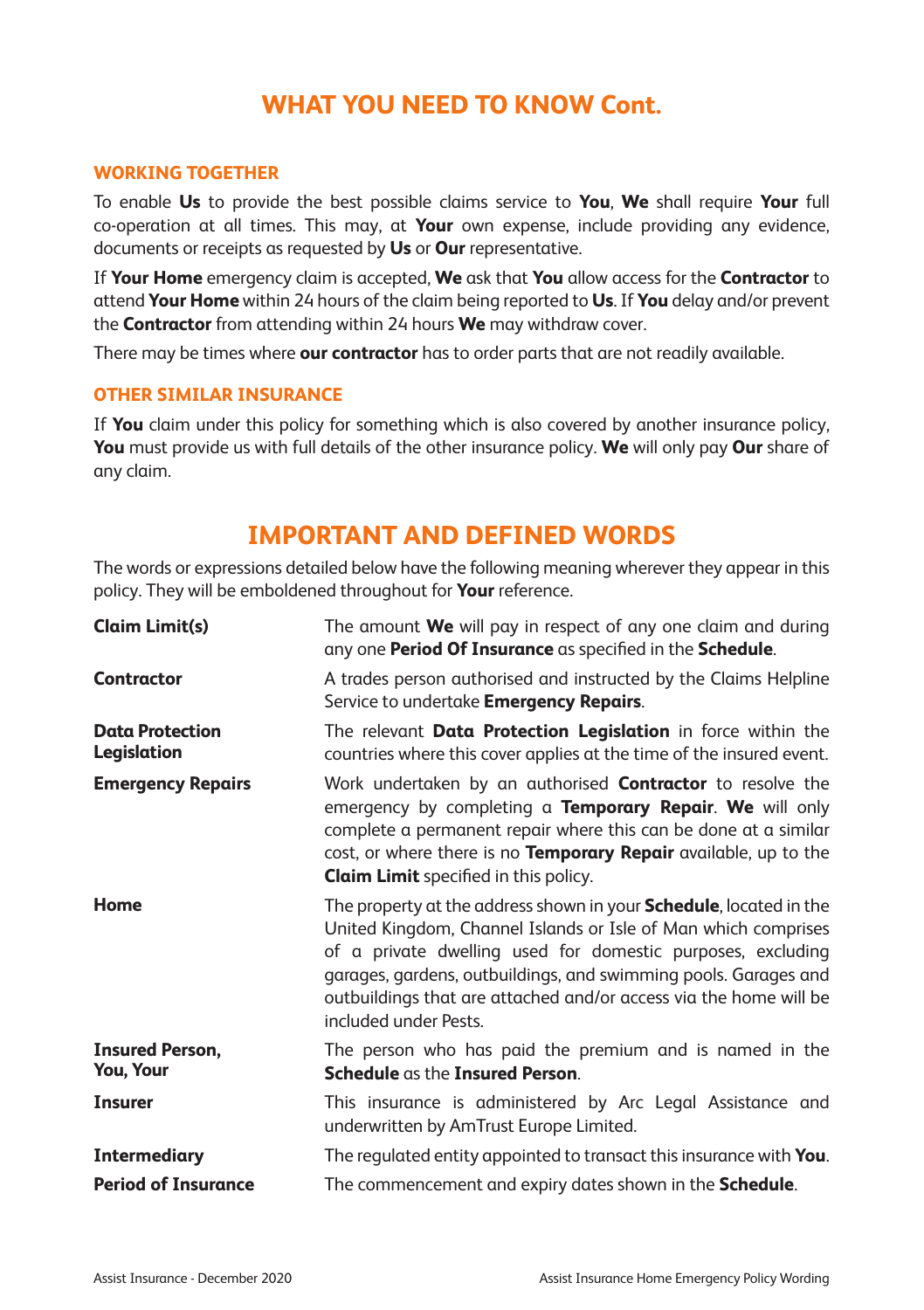## WHAT YOU NEED TO KNOW Cont.

### WORKING TOGETHER

To enable **Us** to provide the best possible claims service to **You**, **We** shall require **Your** full co-operation at all times. This may, at **Your** own expense, include providing any evidence, documents or receipts as requested by **Us** or **Our** representative.

If **Your Home** emergency claim is accepted, **We** ask that **You** allow access for the **Contractor** to attend **Your Home** within 24 hours of the claim being reported to **Us**. If **You** delay and/or prevent the **Contractor** from attending within 24 hours **We** may withdraw cover.

There may be times where **our contractor** has to order parts that are not readily available.

### OTHER SIMILAR INSURANCE

If **You** claim under this policy for something which is also covered by another insurance policy, **You** must provide us with full details of the other insurance policy. **We** will only pay **Our** share of any claim.

## IMPORTANT AND DEFINED WORDS

The words or expressions detailed below have the following meaning wherever they appear in this policy. They will be emboldened throughout for **Your** reference.

| | |
|---|---|
| **Claim Limit(s)** | The amount **We** will pay in respect of any one claim and during any one **Period Of Insurance** as specified in the **Schedule**. |
| **Contractor** | A trades person authorised and instructed by the Claims Helpline Service to undertake **Emergency Repairs**. |
| **Data Protection Legislation** | The relevant **Data Protection Legislation** in force within the countries where this cover applies at the time of the insured event. |
| **Emergency Repairs** | Work undertaken by an authorised **Contractor** to resolve the emergency by completing a **Temporary Repair**. **We** will only complete a permanent repair where this can be done at a similar cost, or where there is no **Temporary Repair** available, up to the **Claim Limit** specified in this policy. |
| **Home** | The property at the address shown in your **Schedule**, located in the United Kingdom, Channel Islands or Isle of Man which comprises of a private dwelling used for domestic purposes, excluding garages, gardens, outbuildings, and swimming pools. Garages and outbuildings that are attached and/or access via the home will be included under Pests. |
| **Insured Person, You, Your** | The person who has paid the premium and is named in the **Schedule** as the **Insured Person**. |
| **Insurer** | This insurance is administered by Arc Legal Assistance and underwritten by AmTrust Europe Limited. |
| **Intermediary** | The regulated entity appointed to transact this insurance with **You**. |
| **Period of Insurance** | The commencement and expiry dates shown in the **Schedule**. |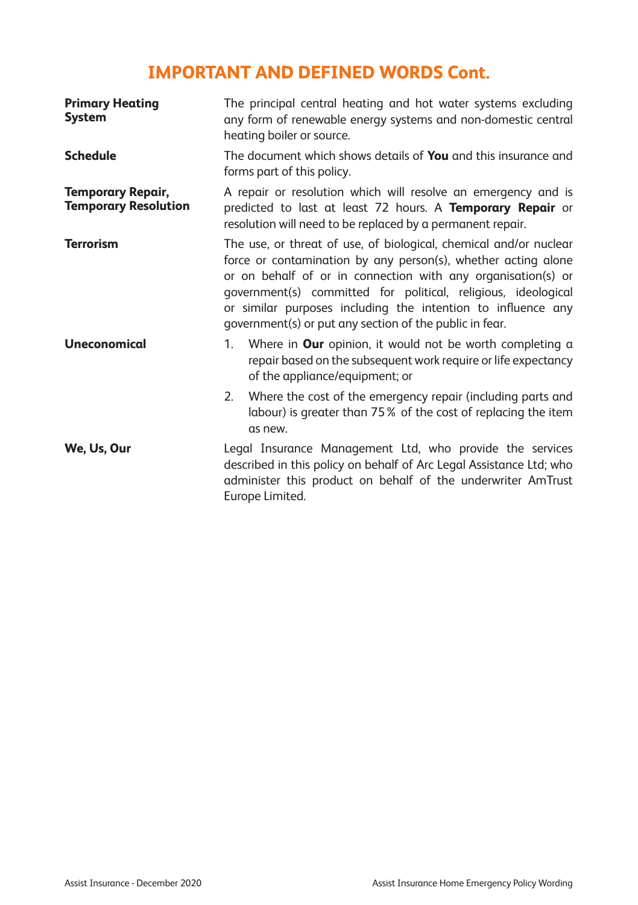## IMPORTANT AND DEFINED WORDS Cont.

**Primary Heating System**

The principal central heating and hot water systems excluding any form of renewable energy systems and non-domestic central heating boiler or source.

**Schedule**

The document which shows details of **You** and this insurance and forms part of this policy.

**Temporary Repair, Temporary Resolution**

A repair or resolution which will resolve an emergency and is predicted to last at least 72 hours. A **Temporary Repair** or resolution will need to be replaced by a permanent repair.

**Terrorism**

The use, or threat of use, of biological, chemical and/or nuclear force or contamination by any person(s), whether acting alone or on behalf of or in connection with any organisation(s) or government(s) committed for political, religious, ideological or similar purposes including the intention to influence any government(s) or put any section of the public in fear.

**Uneconomical**

1. Where in **Our** opinion, it would not be worth completing a repair based on the subsequent work require or life expectancy of the appliance/equipment; or
2. Where the cost of the emergency repair (including parts and labour) is greater than 75% of the cost of replacing the item as new.

**We, Us, Our**

Legal Insurance Management Ltd, who provide the services described in this policy on behalf of Arc Legal Assistance Ltd; who administer this product on behalf of the underwriter AmTrust Europe Limited.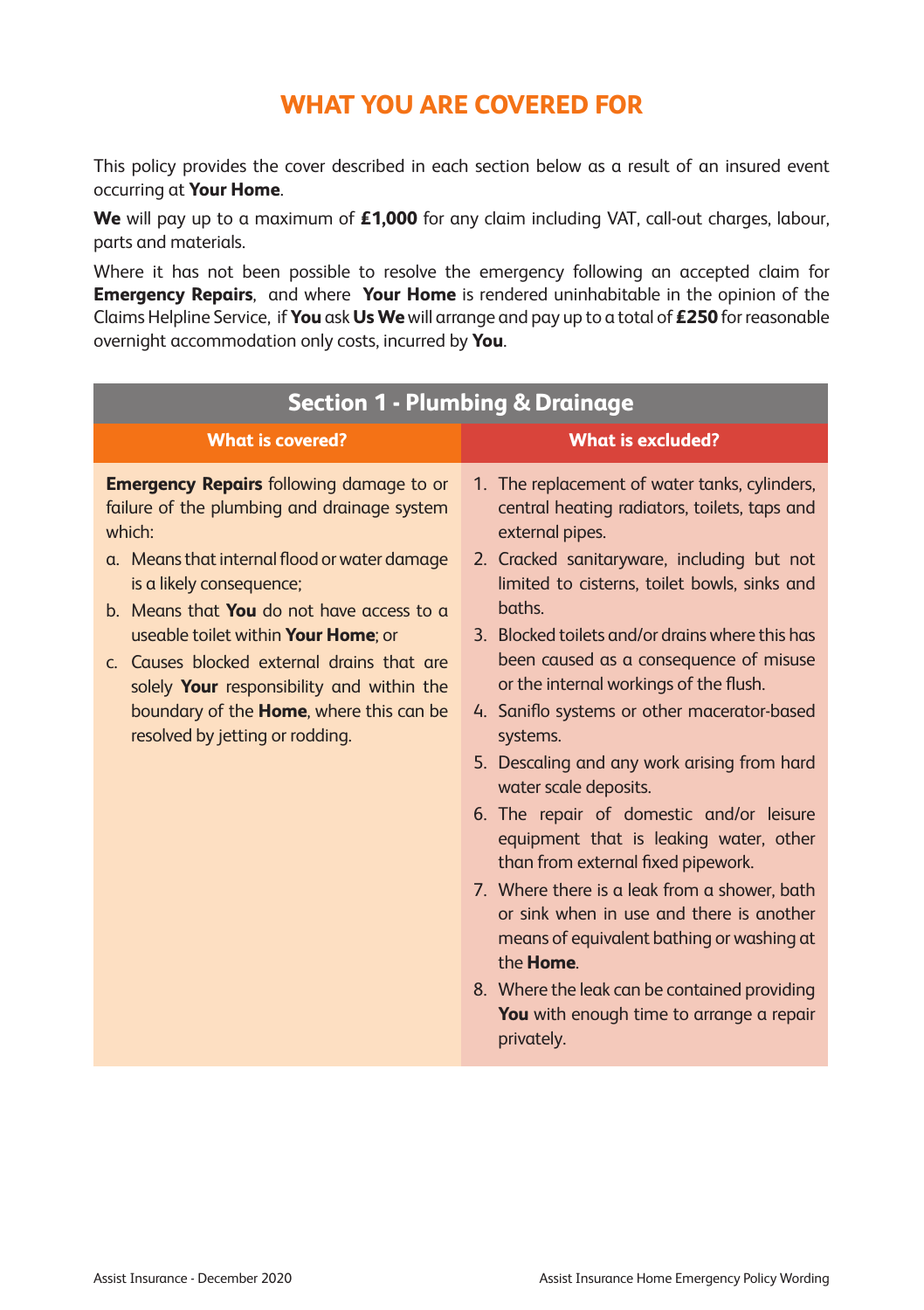# WHAT YOU ARE COVERED FOR

This policy provides the cover described in each section below as a result of an insured event occurring at **Your Home**.

**We** will pay up to a maximum of **£1,000** for any claim including VAT, call-out charges, labour, parts and materials.

Where it has not been possible to resolve the emergency following an accepted claim for **Emergency Repairs**, and where **Your Home** is rendered uninhabitable in the opinion of the Claims Helpline Service, if **You** ask **Us We** will arrange and pay up to a total of **£250** for reasonable overnight accommodation only costs, incurred by **You**.

## Section 1 - Plumbing & Drainage

| What is covered? | What is excluded? |
| --- | --- |
| **Emergency Repairs** following damage to or failure of the plumbing and drainage system which:<br>a. Means that internal flood or water damage is a likely consequence;<br>b. Means that **You** do not have access to a useable toilet within **Your Home**; or<br>c. Causes blocked external drains that are solely **Your** responsibility and within the boundary of the **Home**, where this can be resolved by jetting or rodding. | 1. The replacement of water tanks, cylinders, central heating radiators, toilets, taps and external pipes.<br>2. Cracked sanitaryware, including but not limited to cisterns, toilet bowls, sinks and baths.<br>3. Blocked toilets and/or drains where this has been caused as a consequence of misuse or the internal workings of the flush.<br>4. Saniflo systems or other macerator-based systems.<br>5. Descaling and any work arising from hard water scale deposits.<br>6. The repair of domestic and/or leisure equipment that is leaking water, other than from external fixed pipework.<br>7. Where there is a leak from a shower, bath or sink when in use and there is another means of equivalent bathing or washing at the **Home**.<br>8. Where the leak can be contained providing **You** with enough time to arrange a repair privately. |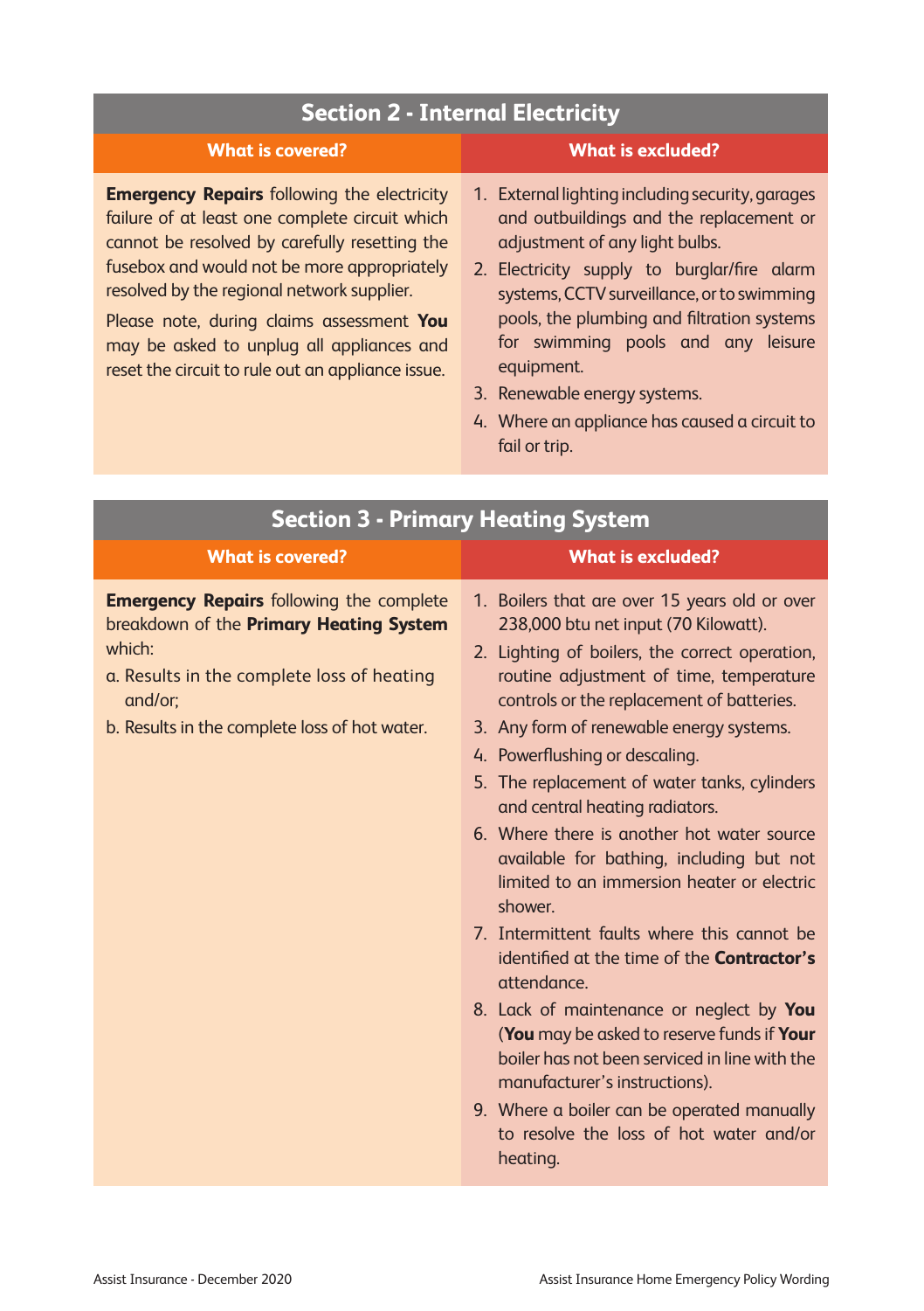## Section 2 - Internal Electricity

**What is covered?**

**Emergency Repairs** following the electricity failure of at least one complete circuit which cannot be resolved by carefully resetting the fusebox and would not be more appropriately resolved by the regional network supplier.

Please note, during claims assessment **You** may be asked to unplug all appliances and reset the circuit to rule out an appliance issue.

**What is excluded?**

1. External lighting including security, garages and outbuildings and the replacement or adjustment of any light bulbs.
2. Electricity supply to burglar/fire alarm systems, CCTV surveillance, or to swimming pools, the plumbing and filtration systems for swimming pools and any leisure equipment.
3. Renewable energy systems.
4. Where an appliance has caused a circuit to fail or trip.

## Section 3 - Primary Heating System

**What is covered?**

**Emergency Repairs** following the complete breakdown of the **Primary Heating System** which:

a. Results in the complete loss of heating and/or;

b. Results in the complete loss of hot water.

**What is excluded?**

1. Boilers that are over 15 years old or over 238,000 btu net input (70 Kilowatt).
2. Lighting of boilers, the correct operation, routine adjustment of time, temperature controls or the replacement of batteries.
3. Any form of renewable energy systems.
4. Powerflushing or descaling.
5. The replacement of water tanks, cylinders and central heating radiators.
6. Where there is another hot water source available for bathing, including but not limited to an immersion heater or electric shower.
7. Intermittent faults where this cannot be identified at the time of the **Contractor's** attendance.
8. Lack of maintenance or neglect by **You** (**You** may be asked to reserve funds if **Your** boiler has not been serviced in line with the manufacturer's instructions).
9. Where a boiler can be operated manually to resolve the loss of hot water and/or heating.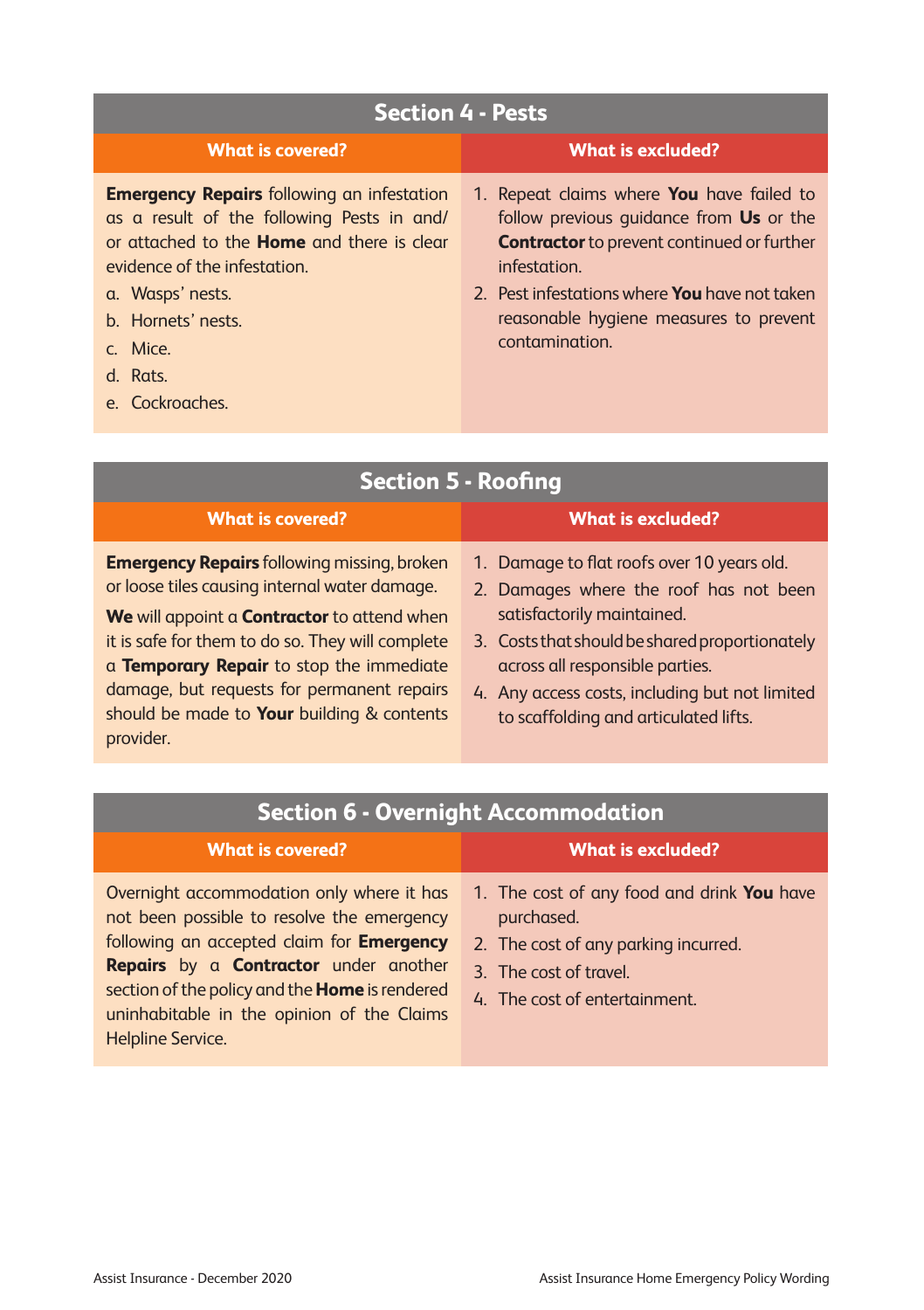## Section 4 - Pests

| What is covered? | What is excluded? |
|---|---|
| **Emergency Repairs** following an infestation as a result of the following Pests in and/ or attached to the **Home** and there is clear evidence of the infestation.<br>a. Wasps' nests.<br>b. Hornets' nests.<br>c. Mice.<br>d. Rats.<br>e. Cockroaches. | 1. Repeat claims where **You** have failed to follow previous guidance from **Us** or the **Contractor** to prevent continued or further infestation.<br>2. Pest infestations where **You** have not taken reasonable hygiene measures to prevent contamination. |

## Section 5 - Roofing

| What is covered? | What is excluded? |
|---|---|
| **Emergency Repairs** following missing, broken or loose tiles causing internal water damage.<br>**We** will appoint a **Contractor** to attend when it is safe for them to do so. They will complete a **Temporary Repair** to stop the immediate damage, but requests for permanent repairs should be made to **Your** building & contents provider. | 1. Damage to flat roofs over 10 years old.<br>2. Damages where the roof has not been satisfactorily maintained.<br>3. Costs that should be shared proportionately across all responsible parties.<br>4. Any access costs, including but not limited to scaffolding and articulated lifts. |

## Section 6 - Overnight Accommodation

| What is covered? | What is excluded? |
|---|---|
| Overnight accommodation only where it has not been possible to resolve the emergency following an accepted claim for **Emergency Repairs** by a **Contractor** under another section of the policy and the **Home** is rendered uninhabitable in the opinion of the Claims Helpline Service. | 1. The cost of any food and drink **You** have purchased.<br>2. The cost of any parking incurred.<br>3. The cost of travel.<br>4. The cost of entertainment. |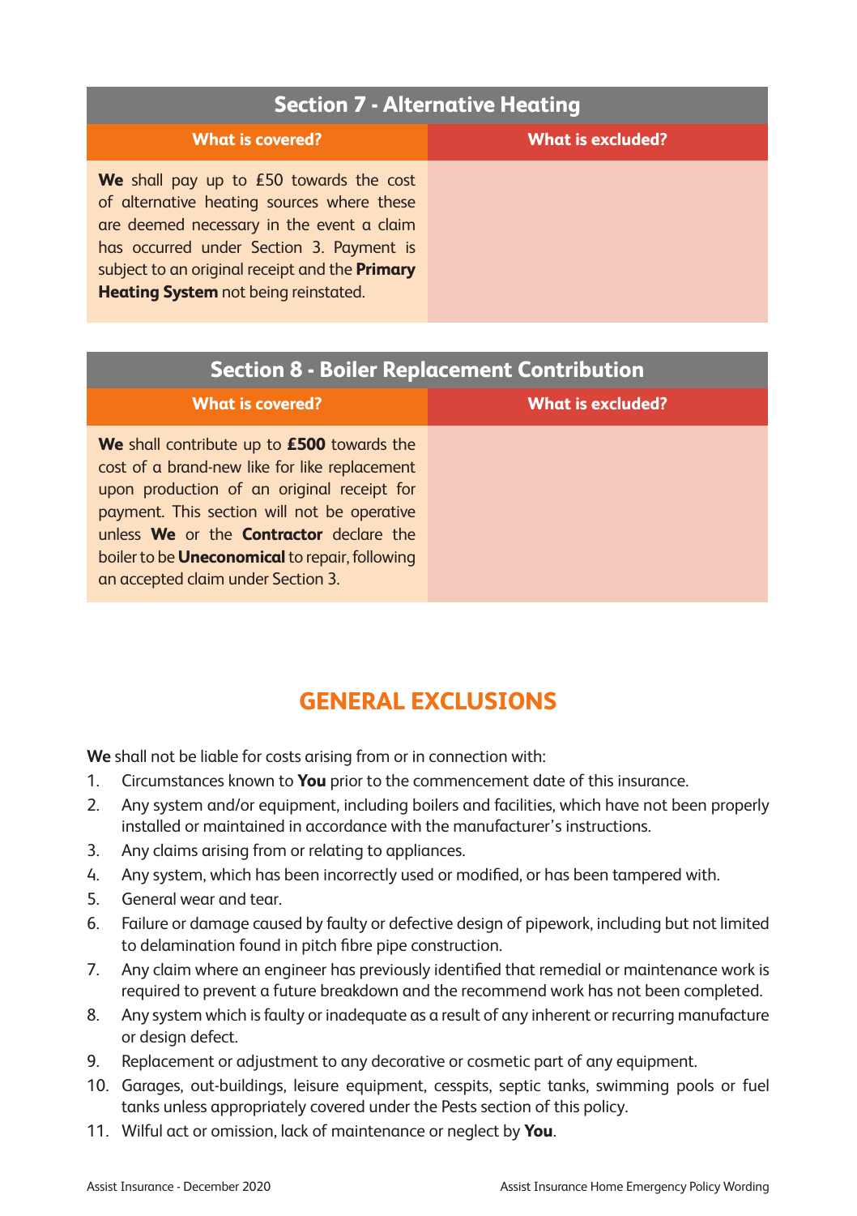## Section 7 - Alternative Heating

| What is covered? | What is excluded? |
| --- | --- |
| **We** shall pay up to £50 towards the cost of alternative heating sources where these are deemed necessary in the event a claim has occurred under Section 3. Payment is subject to an original receipt and the **Primary Heating System** not being reinstated. | |

## Section 8 - Boiler Replacement Contribution

| What is covered? | What is excluded? |
| --- | --- |
| **We** shall contribute up to **£500** towards the cost of a brand-new like for like replacement upon production of an original receipt for payment. This section will not be operative unless **We** or the **Contractor** declare the boiler to be **Uneconomical** to repair, following an accepted claim under Section 3. | |

## GENERAL EXCLUSIONS

**We** shall not be liable for costs arising from or in connection with:

1. Circumstances known to **You** prior to the commencement date of this insurance.
2. Any system and/or equipment, including boilers and facilities, which have not been properly installed or maintained in accordance with the manufacturer's instructions.
3. Any claims arising from or relating to appliances.
4. Any system, which has been incorrectly used or modified, or has been tampered with.
5. General wear and tear.
6. Failure or damage caused by faulty or defective design of pipework, including but not limited to delamination found in pitch fibre pipe construction.
7. Any claim where an engineer has previously identified that remedial or maintenance work is required to prevent a future breakdown and the recommend work has not been completed.
8. Any system which is faulty or inadequate as a result of any inherent or recurring manufacture or design defect.
9. Replacement or adjustment to any decorative or cosmetic part of any equipment.
10. Garages, out-buildings, leisure equipment, cesspits, septic tanks, swimming pools or fuel tanks unless appropriately covered under the Pests section of this policy.
11. Wilful act or omission, lack of maintenance or neglect by **You**.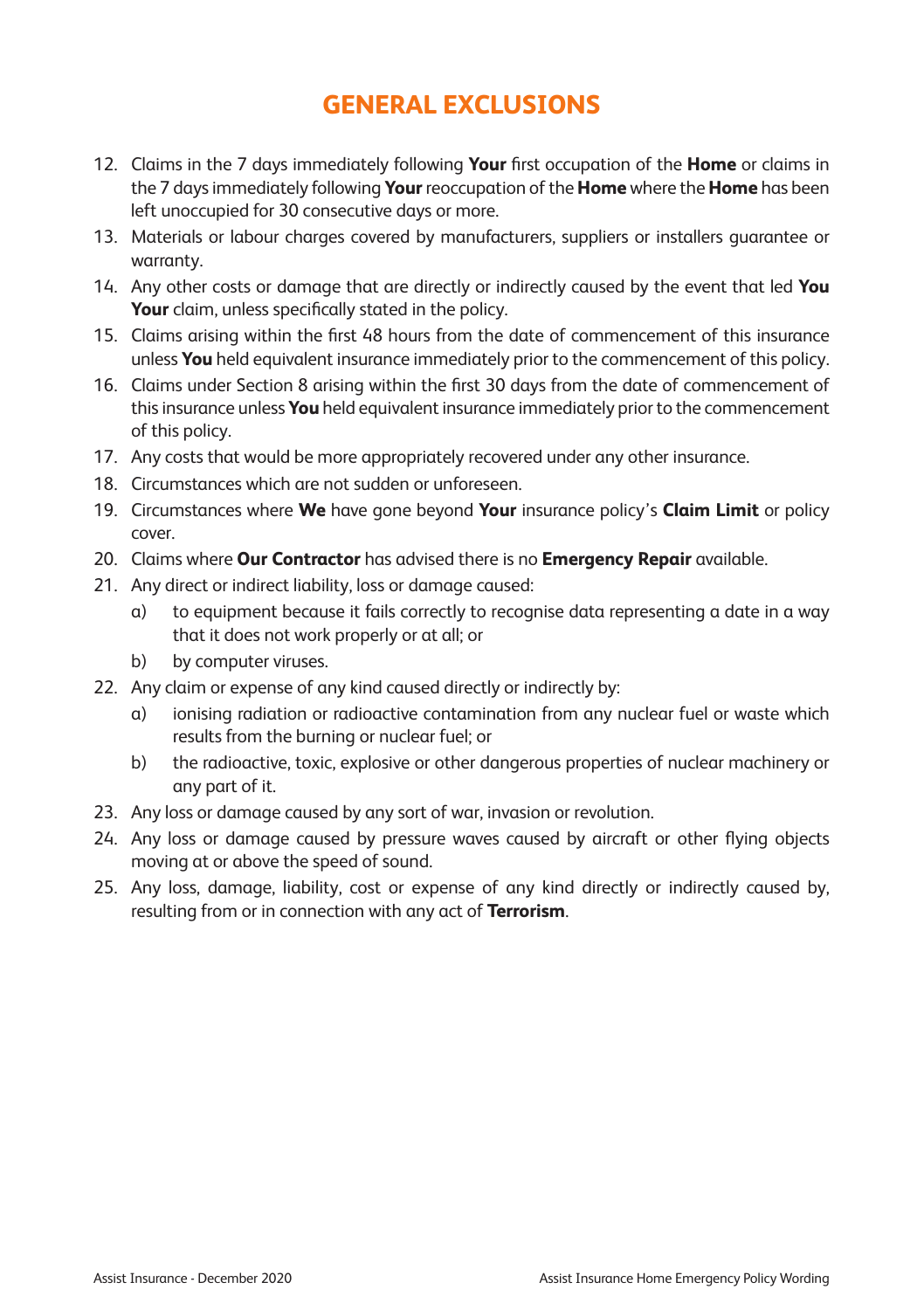# GENERAL EXCLUSIONS

12. Claims in the 7 days immediately following **Your** first occupation of the **Home** or claims in the 7 days immediately following **Your** reoccupation of the **Home** where the **Home** has been left unoccupied for 30 consecutive days or more.
13. Materials or labour charges covered by manufacturers, suppliers or installers guarantee or warranty.
14. Any other costs or damage that are directly or indirectly caused by the event that led **You Your** claim, unless specifically stated in the policy.
15. Claims arising within the first 48 hours from the date of commencement of this insurance unless **You** held equivalent insurance immediately prior to the commencement of this policy.
16. Claims under Section 8 arising within the first 30 days from the date of commencement of this insurance unless **You** held equivalent insurance immediately prior to the commencement of this policy.
17. Any costs that would be more appropriately recovered under any other insurance.
18. Circumstances which are not sudden or unforeseen.
19. Circumstances where **We** have gone beyond **Your** insurance policy's **Claim Limit** or policy cover.
20. Claims where **Our Contractor** has advised there is no **Emergency Repair** available.
21. Any direct or indirect liability, loss or damage caused:
    a) to equipment because it fails correctly to recognise data representing a date in a way that it does not work properly or at all; or
    b) by computer viruses.
22. Any claim or expense of any kind caused directly or indirectly by:
    a) ionising radiation or radioactive contamination from any nuclear fuel or waste which results from the burning or nuclear fuel; or
    b) the radioactive, toxic, explosive or other dangerous properties of nuclear machinery or any part of it.
23. Any loss or damage caused by any sort of war, invasion or revolution.
24. Any loss or damage caused by pressure waves caused by aircraft or other flying objects moving at or above the speed of sound.
25. Any loss, damage, liability, cost or expense of any kind directly or indirectly caused by, resulting from or in connection with any act of **Terrorism**.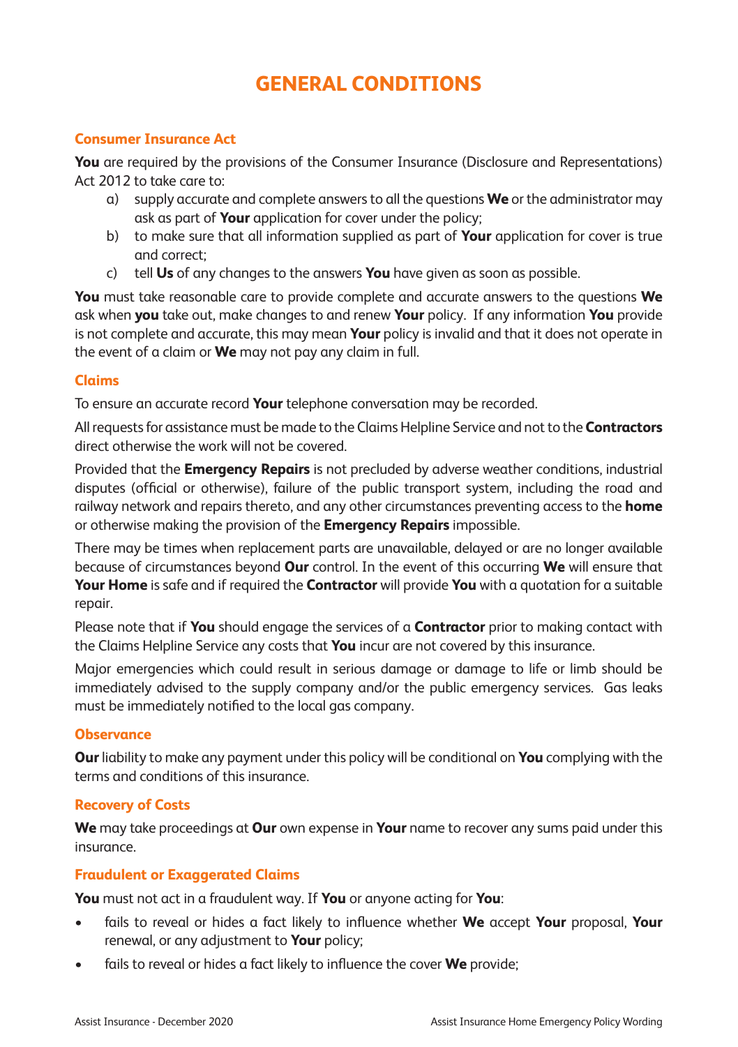# GENERAL CONDITIONS

## Consumer Insurance Act

**You** are required by the provisions of the Consumer Insurance (Disclosure and Representations) Act 2012 to take care to:

a) supply accurate and complete answers to all the questions **We** or the administrator may ask as part of **Your** application for cover under the policy;
b) to make sure that all information supplied as part of **Your** application for cover is true and correct;
c) tell **Us** of any changes to the answers **You** have given as soon as possible.

**You** must take reasonable care to provide complete and accurate answers to the questions **We** ask when **you** take out, make changes to and renew **Your** policy. If any information **You** provide is not complete and accurate, this may mean **Your** policy is invalid and that it does not operate in the event of a claim or **We** may not pay any claim in full.

## Claims

To ensure an accurate record **Your** telephone conversation may be recorded.

All requests for assistance must be made to the Claims Helpline Service and not to the **Contractors** direct otherwise the work will not be covered.

Provided that the **Emergency Repairs** is not precluded by adverse weather conditions, industrial disputes (official or otherwise), failure of the public transport system, including the road and railway network and repairs thereto, and any other circumstances preventing access to the **home** or otherwise making the provision of the **Emergency Repairs** impossible.

There may be times when replacement parts are unavailable, delayed or are no longer available because of circumstances beyond **Our** control. In the event of this occurring **We** will ensure that **Your Home** is safe and if required the **Contractor** will provide **You** with a quotation for a suitable repair.

Please note that if **You** should engage the services of a **Contractor** prior to making contact with the Claims Helpline Service any costs that **You** incur are not covered by this insurance.

Major emergencies which could result in serious damage or damage to life or limb should be immediately advised to the supply company and/or the public emergency services. Gas leaks must be immediately notified to the local gas company.

## Observance

**Our** liability to make any payment under this policy will be conditional on **You** complying with the terms and conditions of this insurance.

## Recovery of Costs

**We** may take proceedings at **Our** own expense in **Your** name to recover any sums paid under this insurance.

## Fraudulent or Exaggerated Claims

**You** must not act in a fraudulent way. If **You** or anyone acting for **You**:

- fails to reveal or hides a fact likely to influence whether **We** accept **Your** proposal, **Your** renewal, or any adjustment to **Your** policy;
- fails to reveal or hides a fact likely to influence the cover **We** provide;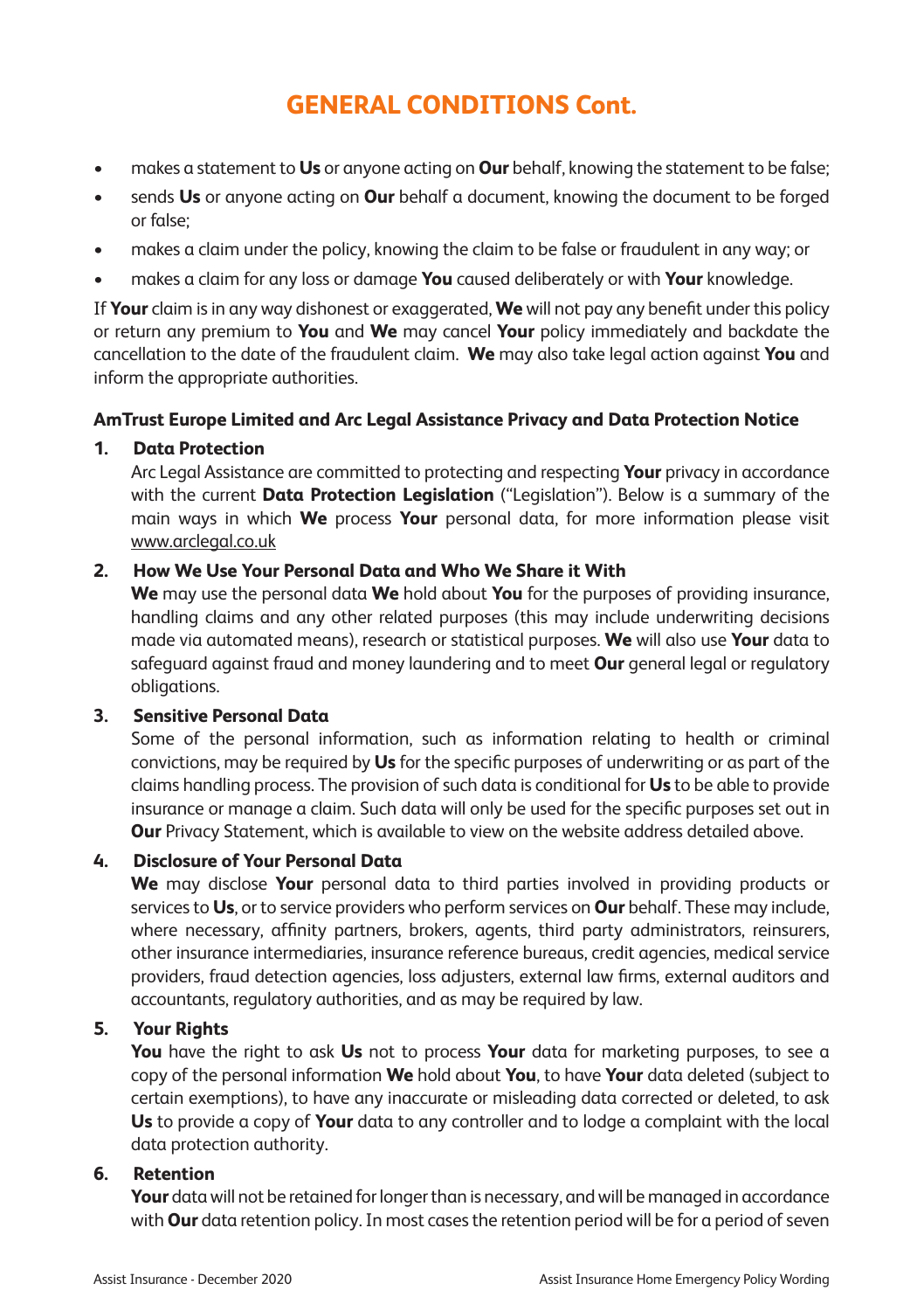# GENERAL CONDITIONS Cont.

- makes a statement to **Us** or anyone acting on **Our** behalf, knowing the statement to be false;
- sends **Us** or anyone acting on **Our** behalf a document, knowing the document to be forged or false;
- makes a claim under the policy, knowing the claim to be false or fraudulent in any way; or
- makes a claim for any loss or damage **You** caused deliberately or with **Your** knowledge.

If **Your** claim is in any way dishonest or exaggerated, **We** will not pay any benefit under this policy or return any premium to **You** and **We** may cancel **Your** policy immediately and backdate the cancellation to the date of the fraudulent claim. **We** may also take legal action against **You** and inform the appropriate authorities.

**AmTrust Europe Limited and Arc Legal Assistance Privacy and Data Protection Notice**

**1. Data Protection**

Arc Legal Assistance are committed to protecting and respecting **Your** privacy in accordance with the current **Data Protection Legislation** ("Legislation"). Below is a summary of the main ways in which **We** process **Your** personal data, for more information please visit www.arclegal.co.uk

**2. How We Use Your Personal Data and Who We Share it With**

**We** may use the personal data **We** hold about **You** for the purposes of providing insurance, handling claims and any other related purposes (this may include underwriting decisions made via automated means), research or statistical purposes. **We** will also use **Your** data to safeguard against fraud and money laundering and to meet **Our** general legal or regulatory obligations.

**3. Sensitive Personal Data**

Some of the personal information, such as information relating to health or criminal convictions, may be required by **Us** for the specific purposes of underwriting or as part of the claims handling process. The provision of such data is conditional for **Us** to be able to provide insurance or manage a claim. Such data will only be used for the specific purposes set out in **Our** Privacy Statement, which is available to view on the website address detailed above.

**4. Disclosure of Your Personal Data**

**We** may disclose **Your** personal data to third parties involved in providing products or services to **Us**, or to service providers who perform services on **Our** behalf. These may include, where necessary, affinity partners, brokers, agents, third party administrators, reinsurers, other insurance intermediaries, insurance reference bureaus, credit agencies, medical service providers, fraud detection agencies, loss adjusters, external law firms, external auditors and accountants, regulatory authorities, and as may be required by law.

**5. Your Rights**

**You** have the right to ask **Us** not to process **Your** data for marketing purposes, to see a copy of the personal information **We** hold about **You**, to have **Your** data deleted (subject to certain exemptions), to have any inaccurate or misleading data corrected or deleted, to ask **Us** to provide a copy of **Your** data to any controller and to lodge a complaint with the local data protection authority.

**6. Retention**

**Your** data will not be retained for longer than is necessary, and will be managed in accordance with **Our** data retention policy. In most cases the retention period will be for a period of seven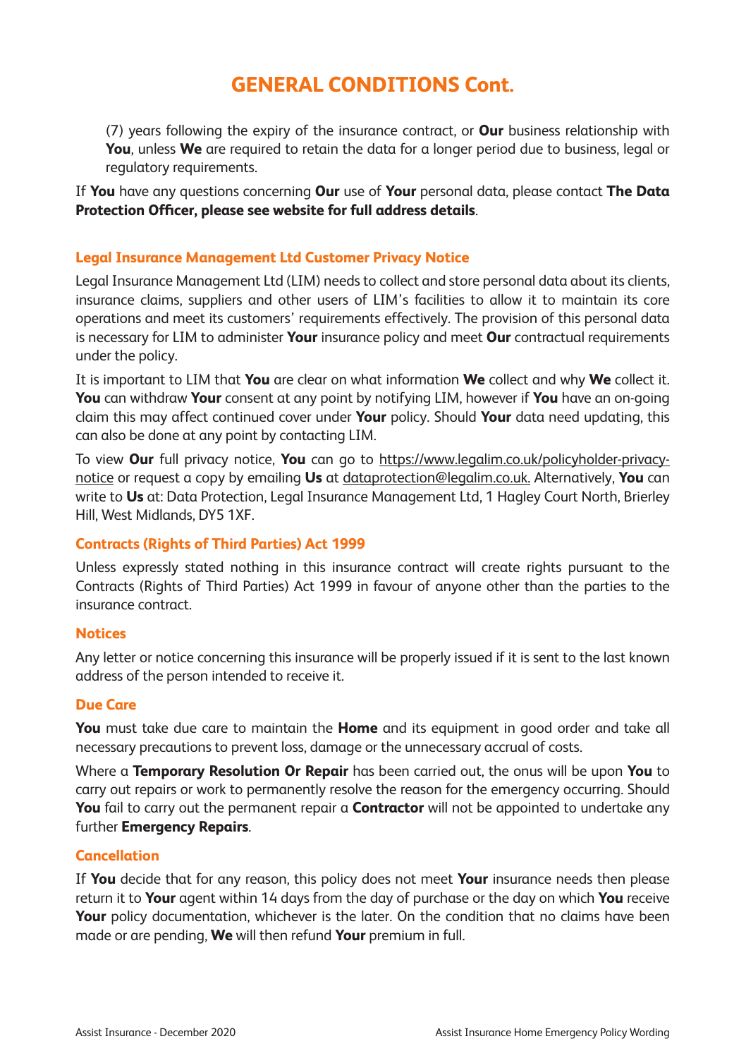## GENERAL CONDITIONS Cont.

(7) years following the expiry of the insurance contract, or **Our** business relationship with **You**, unless **We** are required to retain the data for a longer period due to business, legal or regulatory requirements.

If **You** have any questions concerning **Our** use of **Your** personal data, please contact **The Data Protection Officer, please see website for full address details**.

### Legal Insurance Management Ltd Customer Privacy Notice

Legal Insurance Management Ltd (LIM) needs to collect and store personal data about its clients, insurance claims, suppliers and other users of LIM's facilities to allow it to maintain its core operations and meet its customers' requirements effectively. The provision of this personal data is necessary for LIM to administer **Your** insurance policy and meet **Our** contractual requirements under the policy.

It is important to LIM that **You** are clear on what information **We** collect and why **We** collect it. **You** can withdraw **Your** consent at any point by notifying LIM, however if **You** have an on-going claim this may affect continued cover under **Your** policy. Should **Your** data need updating, this can also be done at any point by contacting LIM.

To view **Our** full privacy notice, **You** can go to https://www.legalim.co.uk/policyholder-privacy-notice or request a copy by emailing **Us** at dataprotection@legalim.co.uk. Alternatively, **You** can write to **Us** at: Data Protection, Legal Insurance Management Ltd, 1 Hagley Court North, Brierley Hill, West Midlands, DY5 1XF.

### Contracts (Rights of Third Parties) Act 1999

Unless expressly stated nothing in this insurance contract will create rights pursuant to the Contracts (Rights of Third Parties) Act 1999 in favour of anyone other than the parties to the insurance contract.

### Notices

Any letter or notice concerning this insurance will be properly issued if it is sent to the last known address of the person intended to receive it.

### Due Care

**You** must take due care to maintain the **Home** and its equipment in good order and take all necessary precautions to prevent loss, damage or the unnecessary accrual of costs.

Where a **Temporary Resolution Or Repair** has been carried out, the onus will be upon **You** to carry out repairs or work to permanently resolve the reason for the emergency occurring. Should **You** fail to carry out the permanent repair a **Contractor** will not be appointed to undertake any further **Emergency Repairs**.

### Cancellation

If **You** decide that for any reason, this policy does not meet **Your** insurance needs then please return it to **Your** agent within 14 days from the day of purchase or the day on which **You** receive **Your** policy documentation, whichever is the later. On the condition that no claims have been made or are pending, **We** will then refund **Your** premium in full.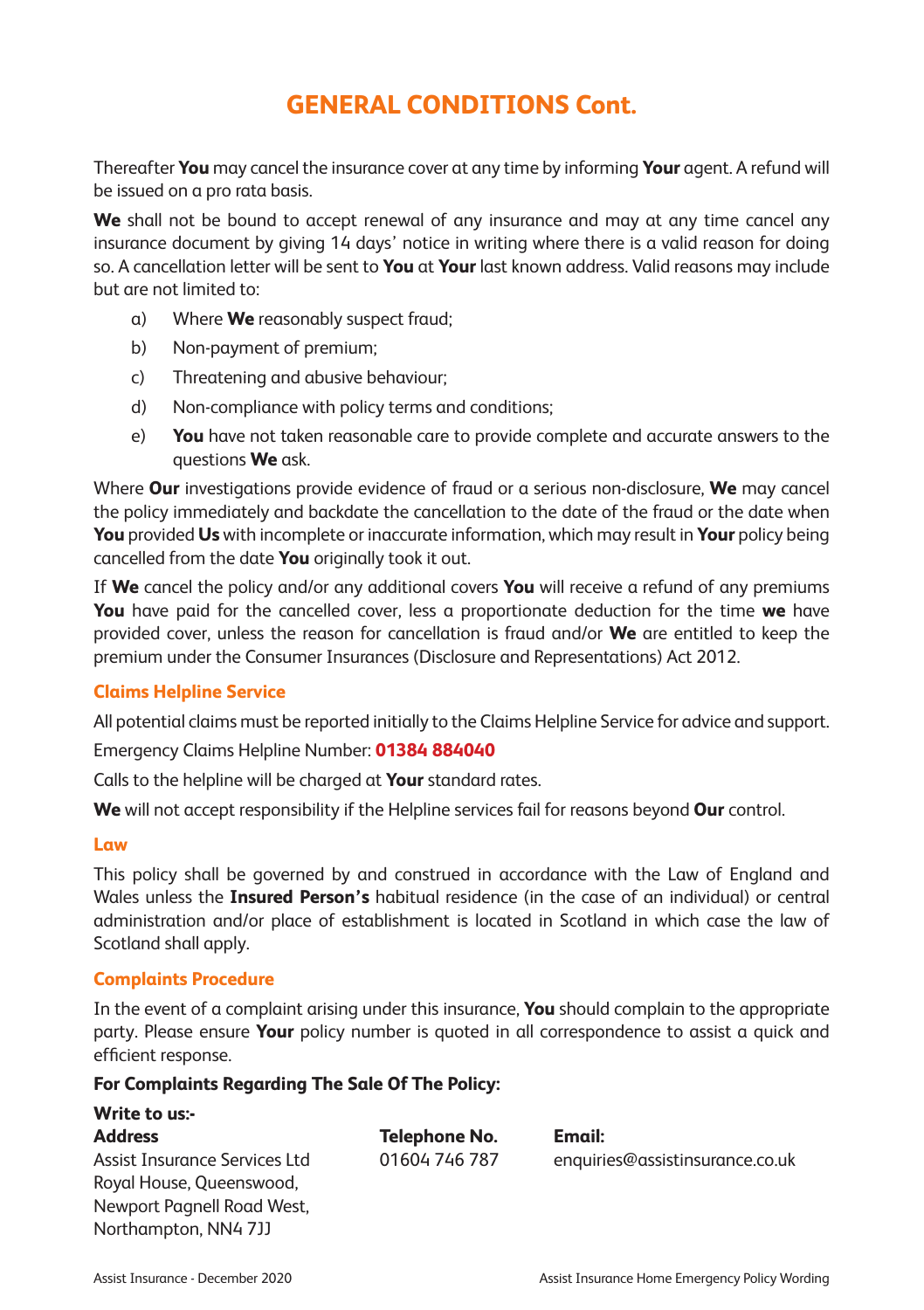# GENERAL CONDITIONS Cont.

Thereafter **You** may cancel the insurance cover at any time by informing **Your** agent. A refund will be issued on a pro rata basis.

**We** shall not be bound to accept renewal of any insurance and may at any time cancel any insurance document by giving 14 days' notice in writing where there is a valid reason for doing so. A cancellation letter will be sent to **You** at **Your** last known address. Valid reasons may include but are not limited to:

a) Where **We** reasonably suspect fraud;

b) Non-payment of premium;

c) Threatening and abusive behaviour;

d) Non-compliance with policy terms and conditions;

e) **You** have not taken reasonable care to provide complete and accurate answers to the questions **We** ask.

Where **Our** investigations provide evidence of fraud or a serious non-disclosure, **We** may cancel the policy immediately and backdate the cancellation to the date of the fraud or the date when **You** provided **Us** with incomplete or inaccurate information, which may result in **Your** policy being cancelled from the date **You** originally took it out.

If **We** cancel the policy and/or any additional covers **You** will receive a refund of any premiums **You** have paid for the cancelled cover, less a proportionate deduction for the time **we** have provided cover, unless the reason for cancellation is fraud and/or **We** are entitled to keep the premium under the Consumer Insurances (Disclosure and Representations) Act 2012.

### Claims Helpline Service

All potential claims must be reported initially to the Claims Helpline Service for advice and support.

Emergency Claims Helpline Number: **01384 884040**

Calls to the helpline will be charged at **Your** standard rates.

**We** will not accept responsibility if the Helpline services fail for reasons beyond **Our** control.

### Law

This policy shall be governed by and construed in accordance with the Law of England and Wales unless the **Insured Person's** habitual residence (in the case of an individual) or central administration and/or place of establishment is located in Scotland in which case the law of Scotland shall apply.

### Complaints Procedure

In the event of a complaint arising under this insurance, **You** should complain to the appropriate party. Please ensure **Your** policy number is quoted in all correspondence to assist a quick and efficient response.

**For Complaints Regarding The Sale Of The Policy:**

**Write to us:-**

| **Address** | **Telephone No.** | **Email:** |
|---|---|---|
| Assist Insurance Services Ltd<br>Royal House, Queenswood,<br>Newport Pagnell Road West,<br>Northampton, NN4 7JJ | 01604 746 787 | enquiries@assistinsurance.co.uk |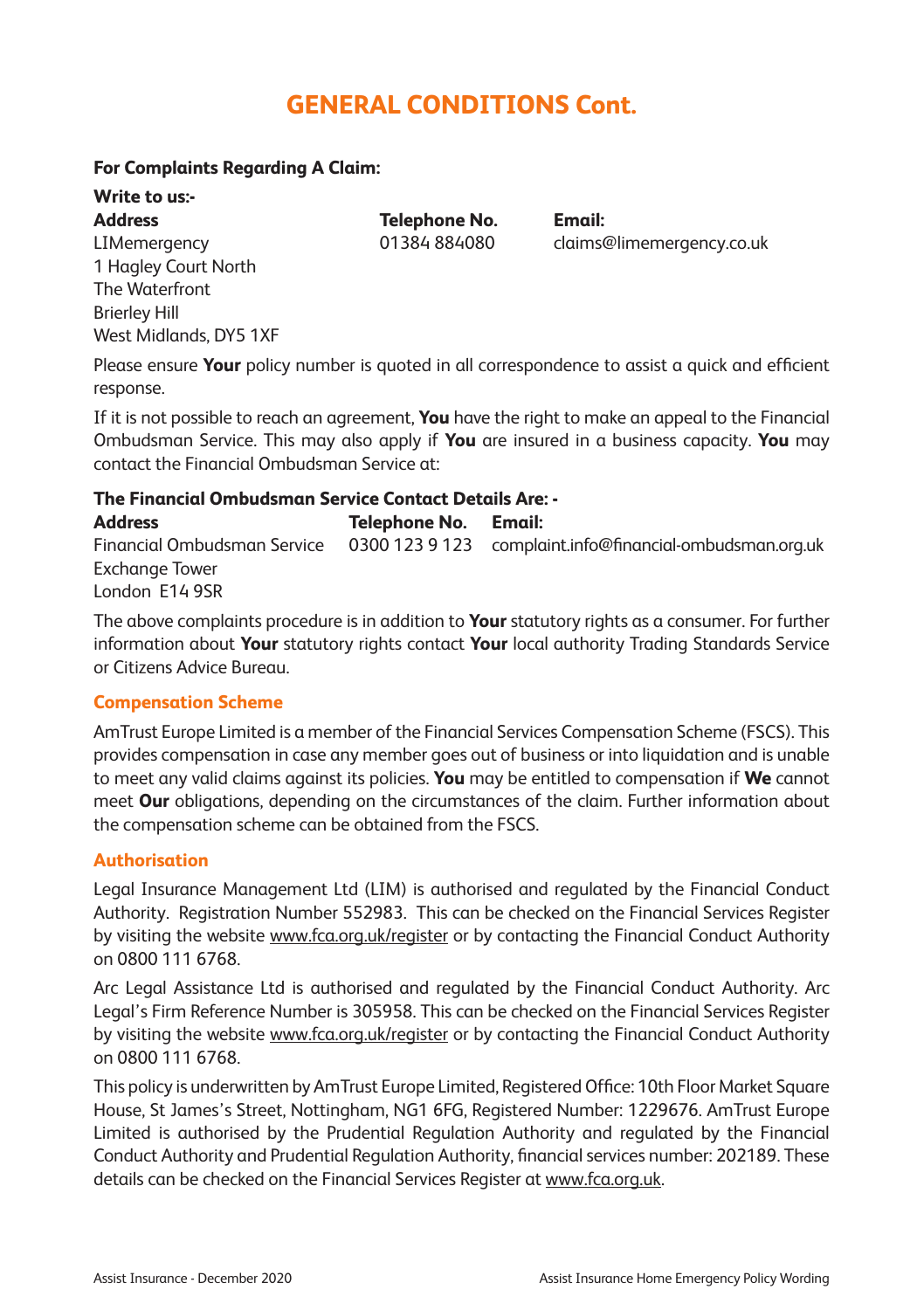# GENERAL CONDITIONS Cont.

**For Complaints Regarding A Claim:**

**Write to us:-**

| **Address** | **Telephone No.** | **Email:** |
|---|---|---|
| LIMemergency<br>1 Hagley Court North<br>The Waterfront<br>Brierley Hill<br>West Midlands, DY5 1XF | 01384 884080 | claims@limemergency.co.uk |

Please ensure **Your** policy number is quoted in all correspondence to assist a quick and efficient response.

If it is not possible to reach an agreement, **You** have the right to make an appeal to the Financial Ombudsman Service. This may also apply if **You** are insured in a business capacity. **You** may contact the Financial Ombudsman Service at:

**The Financial Ombudsman Service Contact Details Are: -**

| **Address** | **Telephone No.** | **Email:** |
|---|---|---|
| Financial Ombudsman Service<br>Exchange Tower<br>London E14 9SR | 0300 123 9 123 | complaint.info@financial-ombudsman.org.uk |

The above complaints procedure is in addition to **Your** statutory rights as a consumer. For further information about **Your** statutory rights contact **Your** local authority Trading Standards Service or Citizens Advice Bureau.

## Compensation Scheme

AmTrust Europe Limited is a member of the Financial Services Compensation Scheme (FSCS). This provides compensation in case any member goes out of business or into liquidation and is unable to meet any valid claims against its policies. **You** may be entitled to compensation if **We** cannot meet **Our** obligations, depending on the circumstances of the claim. Further information about the compensation scheme can be obtained from the FSCS.

## Authorisation

Legal Insurance Management Ltd (LIM) is authorised and regulated by the Financial Conduct Authority. Registration Number 552983. This can be checked on the Financial Services Register by visiting the website www.fca.org.uk/register or by contacting the Financial Conduct Authority on 0800 111 6768.

Arc Legal Assistance Ltd is authorised and regulated by the Financial Conduct Authority. Arc Legal's Firm Reference Number is 305958. This can be checked on the Financial Services Register by visiting the website www.fca.org.uk/register or by contacting the Financial Conduct Authority on 0800 111 6768.

This policy is underwritten by AmTrust Europe Limited, Registered Office: 10th Floor Market Square House, St James's Street, Nottingham, NG1 6FG, Registered Number: 1229676. AmTrust Europe Limited is authorised by the Prudential Regulation Authority and regulated by the Financial Conduct Authority and Prudential Regulation Authority, financial services number: 202189. These details can be checked on the Financial Services Register at www.fca.org.uk.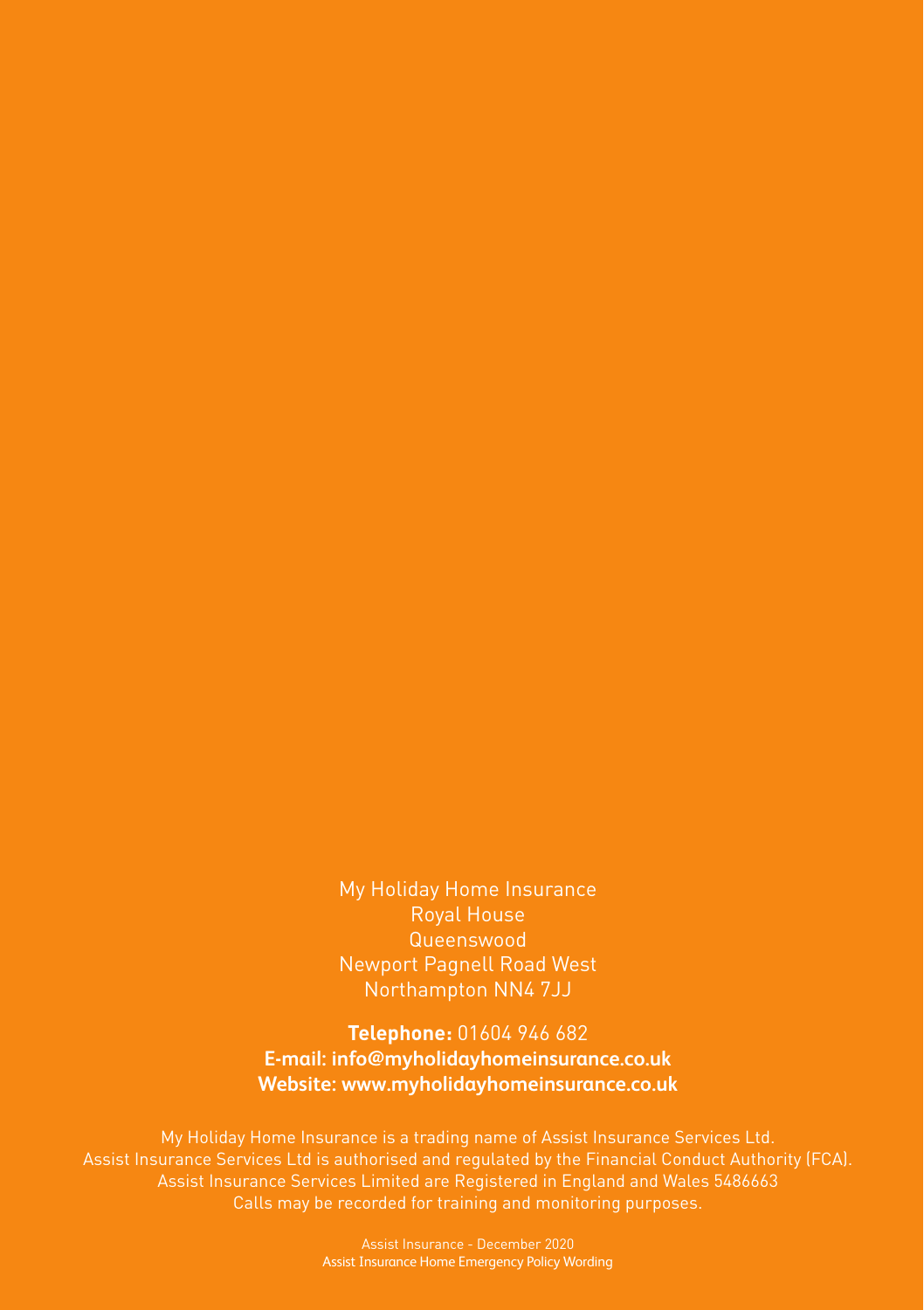My Holiday Home Insurance
Royal House
Queenswood
Newport Pagnell Road West
Northampton NN4 7JJ

**Telephone:** 01604 946 682
**E-mail: info@myholidayhomeinsurance.co.uk**
**Website: www.myholidayhomeinsurance.co.uk**

My Holiday Home Insurance is a trading name of Assist Insurance Services Ltd.
Assist Insurance Services Ltd is authorised and regulated by the Financial Conduct Authority (FCA).
Assist Insurance Services Limited are Registered in England and Wales 5486663
Calls may be recorded for training and monitoring purposes.

Assist Insurance - December 2020
Assist Insurance Home Emergency Policy Wording